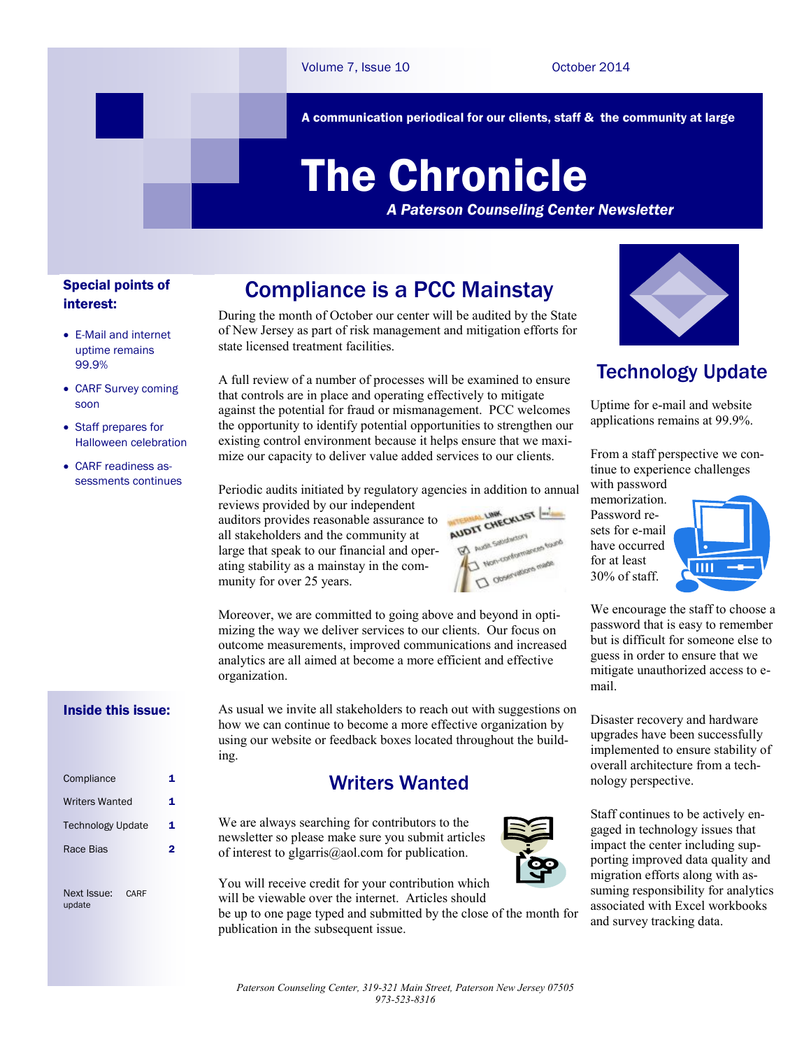Volume 7, Issue 10 October 2014

A communication periodical for our clients, staff & the community at large

# The Chronicle

*A Paterson Counseling Center Newsletter*

**Special points of interest:**

- E-Mail and internet uptime remains 99.9%
- CARF Survey coming soon
- Staff prepares for Halloween celebration
- CARF readiness assessments continues

**Inside this issue:**

| | |
|---|---|
| Compliance | 1 |
| Writers Wanted | 1 |
| Technology Update | 1 |
| Race Bias | 2 |

Next Issue: CARF update

## Compliance is a PCC Mainstay

During the month of October our center will be audited by the State of New Jersey as part of risk management and mitigation efforts for state licensed treatment facilities.

A full review of a number of processes will be examined to ensure that controls are in place and operating effectively to mitigate against the potential for fraud or mismanagement. PCC welcomes the opportunity to identify potential opportunities to strengthen our existing control environment because it helps ensure that we maximize our capacity to deliver value added services to our clients.

Periodic audits initiated by regulatory agencies in addition to annual reviews provided by our independent auditors provides reasonable assurance to all stakeholders and the community at large that speak to our financial and operating stability as a mainstay in the community for over 25 years.

Moreover, we are committed to going above and beyond in optimizing the way we deliver services to our clients. Our focus on outcome measurements, improved communications and increased analytics are all aimed at become a more efficient and effective organization.

As usual we invite all stakeholders to reach out with suggestions on how we can continue to become a more effective organization by using our website or feedback boxes located throughout the building.

## Writers Wanted

We are always searching for contributors to the newsletter so please make sure you submit articles of interest to glgarris@aol.com for publication.

You will receive credit for your contribution which will be viewable over the internet. Articles should be up to one page typed and submitted by the close of the month for publication in the subsequent issue.

## Technology Update

Uptime for e-mail and website applications remains at 99.9%.

From a staff perspective we continue to experience challenges with password memorization. Password resets for e-mail have occurred for at least 30% of staff.

We encourage the staff to choose a password that is easy to remember but is difficult for someone else to guess in order to ensure that we mitigate unauthorized access to e-mail.

Disaster recovery and hardware upgrades have been successfully implemented to ensure stability of overall architecture from a technology perspective.

Staff continues to be actively engaged in technology issues that impact the center including supporting improved data quality and migration efforts along with assuming responsibility for analytics associated with Excel workbooks and survey tracking data.

*Paterson Counseling Center, 319-321 Main Street, Paterson New Jersey 07505*
*973-523-8316*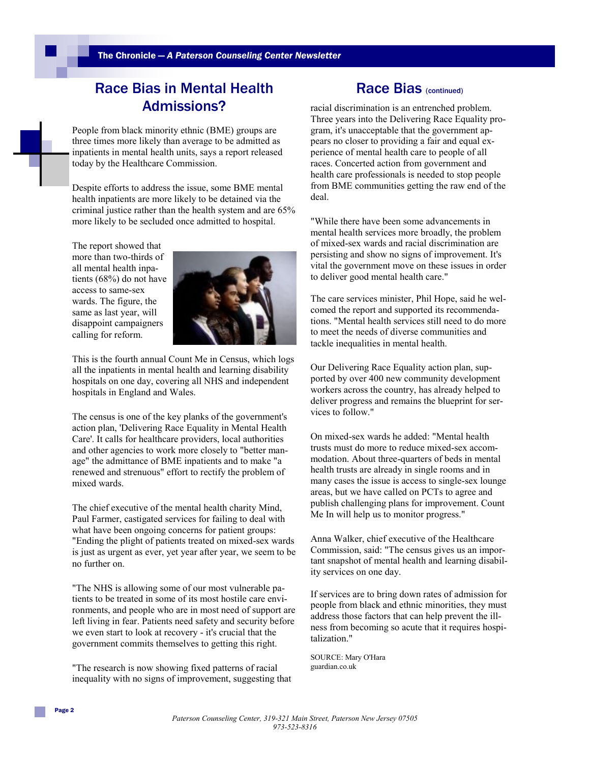## Race Bias in Mental Health Admissions?

People from black minority ethnic (BME) groups are three times more likely than average to be admitted as inpatients in mental health units, says a report released today by the Healthcare Commission.

Despite efforts to address the issue, some BME mental health inpatients are more likely to be detained via the criminal justice rather than the health system and are 65% more likely to be secluded once admitted to hospital.

The report showed that more than two-thirds of all mental health inpatients (68%) do not have access to same-sex wards. The figure, the same as last year, will disappoint campaigners calling for reform.

This is the fourth annual Count Me in Census, which logs all the inpatients in mental health and learning disability hospitals on one day, covering all NHS and independent hospitals in England and Wales.

The census is one of the key planks of the government's action plan, 'Delivering Race Equality in Mental Health Care'. It calls for healthcare providers, local authorities and other agencies to work more closely to "better manage" the admittance of BME inpatients and to make "a renewed and strenuous" effort to rectify the problem of mixed wards.

The chief executive of the mental health charity Mind, Paul Farmer, castigated services for failing to deal with what have been ongoing concerns for patient groups: "Ending the plight of patients treated on mixed-sex wards is just as urgent as ever, yet year after year, we seem to be no further on.

"The NHS is allowing some of our most vulnerable patients to be treated in some of its most hostile care environments, and people who are in most need of support are left living in fear. Patients need safety and security before we even start to look at recovery - it's crucial that the government commits themselves to getting this right.

"The research is now showing fixed patterns of racial inequality with no signs of improvement, suggesting that racial discrimination is an entrenched problem. Three years into the Delivering Race Equality program, it's unacceptable that the government appears no closer to providing a fair and equal experience of mental health care to people of all races. Concerted action from government and health care professionals is needed to stop people from BME communities getting the raw end of the deal.

"While there have been some advancements in mental health services more broadly, the problem of mixed-sex wards and racial discrimination are persisting and show no signs of improvement. It's vital the government move on these issues in order to deliver good mental health care."

The care services minister, Phil Hope, said he welcomed the report and supported its recommendations. "Mental health services still need to do more to meet the needs of diverse communities and tackle inequalities in mental health.

Our Delivering Race Equality action plan, supported by over 400 new community development workers across the country, has already helped to deliver progress and remains the blueprint for services to follow."

On mixed-sex wards he added: "Mental health trusts must do more to reduce mixed-sex accommodation. About three-quarters of beds in mental health trusts are already in single rooms and in many cases the issue is access to single-sex lounge areas, but we have called on PCTs to agree and publish challenging plans for improvement. Count Me In will help us to monitor progress."

Anna Walker, chief executive of the Healthcare Commission, said: "The census gives us an important snapshot of mental health and learning disability services on one day.

If services are to bring down rates of admission for people from black and ethnic minorities, they must address those factors that can help prevent the illness from becoming so acute that it requires hospitalization."

SOURCE: Mary O'Hara
guardian.co.uk

*Paterson Counseling Center, 319-321 Main Street, Paterson New Jersey 07505*
*973-523-8316*